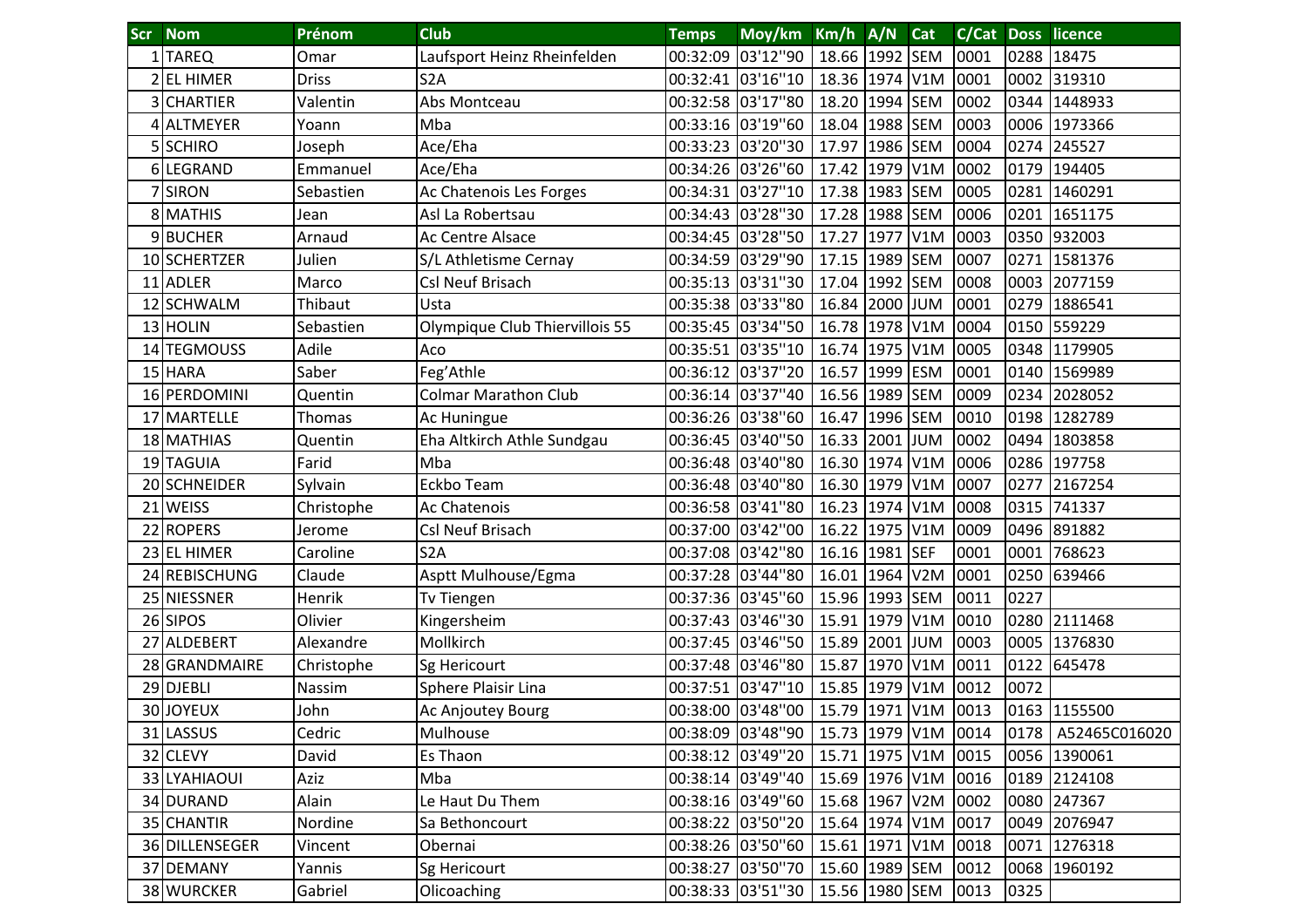| Scr | Nom | Prénom | Club | Temps | Moy/km | Km/h | A/N | Cat | C/Cat | Doss | licence |
|---|---|---|---|---|---|---|---|---|---|---|---|
| 1 | TAREQ | Omar | Laufsport Heinz Rheinfelden | 00:32:09 | 03'12''90 | 18.66 | 1992 | SEM | 0001 | 0288 | 18475 |
| 2 | EL HIMER | Driss | S2A | 00:32:41 | 03'16''10 | 18.36 | 1974 | V1M | 0001 | 0002 | 319310 |
| 3 | CHARTIER | Valentin | Abs Montceau | 00:32:58 | 03'17''80 | 18.20 | 1994 | SEM | 0002 | 0344 | 1448933 |
| 4 | ALTMEYER | Yoann | Mba | 00:33:16 | 03'19''60 | 18.04 | 1988 | SEM | 0003 | 0006 | 1973366 |
| 5 | SCHIRO | Joseph | Ace/Eha | 00:33:23 | 03'20''30 | 17.97 | 1986 | SEM | 0004 | 0274 | 245527 |
| 6 | LEGRAND | Emmanuel | Ace/Eha | 00:34:26 | 03'26''60 | 17.42 | 1979 | V1M | 0002 | 0179 | 194405 |
| 7 | SIRON | Sebastien | Ac Chatenois Les Forges | 00:34:31 | 03'27''10 | 17.38 | 1983 | SEM | 0005 | 0281 | 1460291 |
| 8 | MATHIS | Jean | Asl La Robertsau | 00:34:43 | 03'28''30 | 17.28 | 1988 | SEM | 0006 | 0201 | 1651175 |
| 9 | BUCHER | Arnaud | Ac Centre Alsace | 00:34:45 | 03'28''50 | 17.27 | 1977 | V1M | 0003 | 0350 | 932003 |
| 10 | SCHERTZER | Julien | S/L Athletisme Cernay | 00:34:59 | 03'29''90 | 17.15 | 1989 | SEM | 0007 | 0271 | 1581376 |
| 11 | ADLER | Marco | Csl Neuf Brisach | 00:35:13 | 03'31''30 | 17.04 | 1992 | SEM | 0008 | 0003 | 2077159 |
| 12 | SCHWALM | Thibaut | Usta | 00:35:38 | 03'33''80 | 16.84 | 2000 | JUM | 0001 | 0279 | 1886541 |
| 13 | HOLIN | Sebastien | Olympique Club Thiervillois 55 | 00:35:45 | 03'34''50 | 16.78 | 1978 | V1M | 0004 | 0150 | 559229 |
| 14 | TEGMOUSS | Adile | Aco | 00:35:51 | 03'35''10 | 16.74 | 1975 | V1M | 0005 | 0348 | 1179905 |
| 15 | HARA | Saber | Feg'Athle | 00:36:12 | 03'37''20 | 16.57 | 1999 | ESM | 0001 | 0140 | 1569989 |
| 16 | PERDOMINI | Quentin | Colmar Marathon Club | 00:36:14 | 03'37''40 | 16.56 | 1989 | SEM | 0009 | 0234 | 2028052 |
| 17 | MARTELLE | Thomas | Ac Huningue | 00:36:26 | 03'38''60 | 16.47 | 1996 | SEM | 0010 | 0198 | 1282789 |
| 18 | MATHIAS | Quentin | Eha Altkirch Athle Sundgau | 00:36:45 | 03'40''50 | 16.33 | 2001 | JUM | 0002 | 0494 | 1803858 |
| 19 | TAGUIA | Farid | Mba | 00:36:48 | 03'40''80 | 16.30 | 1974 | V1M | 0006 | 0286 | 197758 |
| 20 | SCHNEIDER | Sylvain | Eckbo Team | 00:36:48 | 03'40''80 | 16.30 | 1979 | V1M | 0007 | 0277 | 2167254 |
| 21 | WEISS | Christophe | Ac Chatenois | 00:36:58 | 03'41''80 | 16.23 | 1974 | V1M | 0008 | 0315 | 741337 |
| 22 | ROPERS | Jerome | Csl Neuf Brisach | 00:37:00 | 03'42''00 | 16.22 | 1975 | V1M | 0009 | 0496 | 891882 |
| 23 | EL HIMER | Caroline | S2A | 00:37:08 | 03'42''80 | 16.16 | 1981 | SEF | 0001 | 0001 | 768623 |
| 24 | REBISCHUNG | Claude | Asptt Mulhouse/Egma | 00:37:28 | 03'44''80 | 16.01 | 1964 | V2M | 0001 | 0250 | 639466 |
| 25 | NIESSNER | Henrik | Tv Tiengen | 00:37:36 | 03'45''60 | 15.96 | 1993 | SEM | 0011 | 0227 | |
| 26 | SIPOS | Olivier | Kingersheim | 00:37:43 | 03'46''30 | 15.91 | 1979 | V1M | 0010 | 0280 | 2111468 |
| 27 | ALDEBERT | Alexandre | Mollkirch | 00:37:45 | 03'46''50 | 15.89 | 2001 | JUM | 0003 | 0005 | 1376830 |
| 28 | GRANDMAIRE | Christophe | Sg Hericourt | 00:37:48 | 03'46''80 | 15.87 | 1970 | V1M | 0011 | 0122 | 645478 |
| 29 | DJEBLI | Nassim | Sphere Plaisir Lina | 00:37:51 | 03'47''10 | 15.85 | 1979 | V1M | 0012 | 0072 | |
| 30 | JOYEUX | John | Ac Anjoutey Bourg | 00:38:00 | 03'48''00 | 15.79 | 1971 | V1M | 0013 | 0163 | 1155500 |
| 31 | LASSUS | Cedric | Mulhouse | 00:38:09 | 03'48''90 | 15.73 | 1979 | V1M | 0014 | 0178 | A52465C016020 |
| 32 | CLEVY | David | Es Thaon | 00:38:12 | 03'49''20 | 15.71 | 1975 | V1M | 0015 | 0056 | 1390061 |
| 33 | LYAHIAOUI | Aziz | Mba | 00:38:14 | 03'49''40 | 15.69 | 1976 | V1M | 0016 | 0189 | 2124108 |
| 34 | DURAND | Alain | Le Haut Du Them | 00:38:16 | 03'49''60 | 15.68 | 1967 | V2M | 0002 | 0080 | 247367 |
| 35 | CHANTIR | Nordine | Sa Bethoncourt | 00:38:22 | 03'50''20 | 15.64 | 1974 | V1M | 0017 | 0049 | 2076947 |
| 36 | DILLENSEGER | Vincent | Obernai | 00:38:26 | 03'50''60 | 15.61 | 1971 | V1M | 0018 | 0071 | 1276318 |
| 37 | DEMANY | Yannis | Sg Hericourt | 00:38:27 | 03'50''70 | 15.60 | 1989 | SEM | 0012 | 0068 | 1960192 |
| 38 | WURCKER | Gabriel | Olicoaching | 00:38:33 | 03'51''30 | 15.56 | 1980 | SEM | 0013 | 0325 | |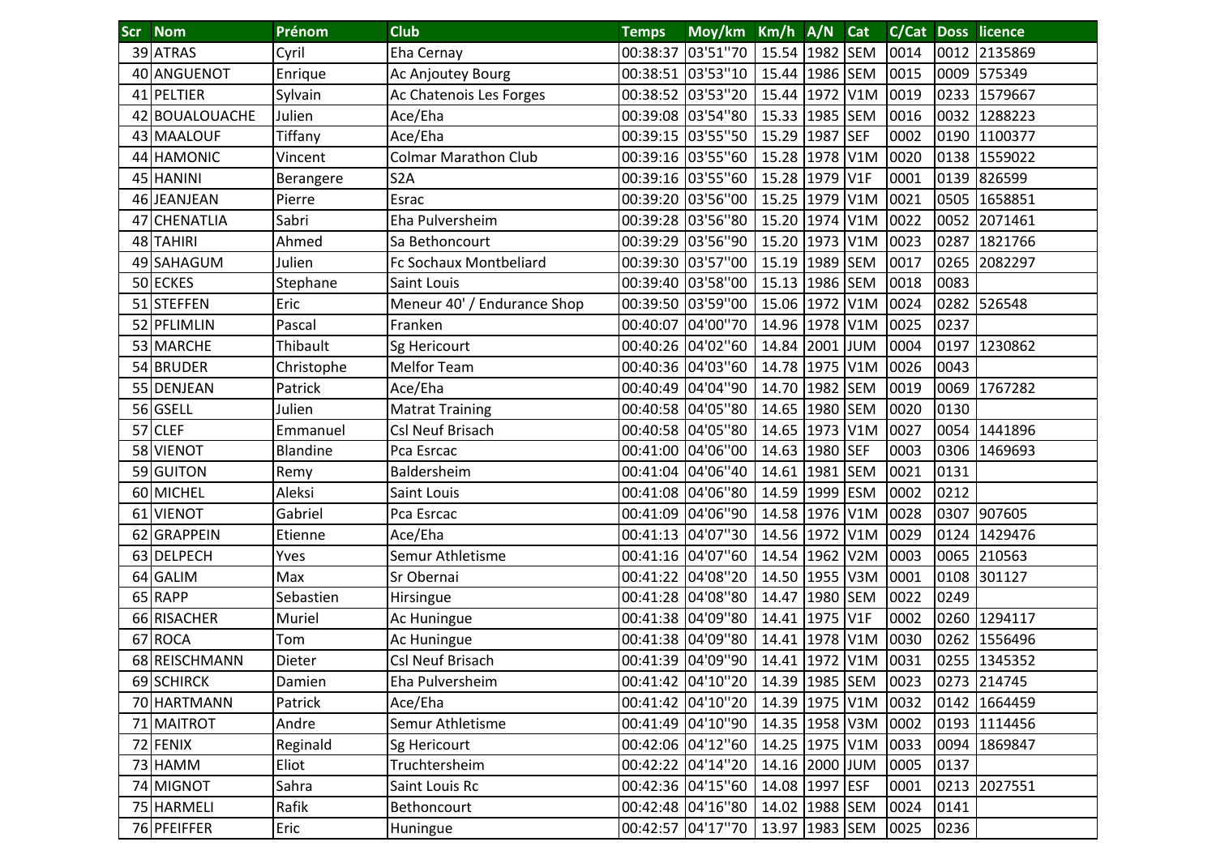| Scr | Nom | Prénom | Club | Temps | Moy/km | Km/h | A/N | Cat | C/Cat | Doss | licence |
|---|---|---|---|---|---|---|---|---|---|---|---|
| 39 | ATRAS | Cyril | Eha Cernay | 00:38:37 | 03'51''70 | 15.54 | 1982 | SEM | 0014 | 0012 | 2135869 |
| 40 | ANGUENOT | Enrique | Ac Anjoutey Bourg | 00:38:51 | 03'53''10 | 15.44 | 1986 | SEM | 0015 | 0009 | 575349 |
| 41 | PELTIER | Sylvain | Ac Chatenois Les Forges | 00:38:52 | 03'53''20 | 15.44 | 1972 | V1M | 0019 | 0233 | 1579667 |
| 42 | BOUALOUACHE | Julien | Ace/Eha | 00:39:08 | 03'54''80 | 15.33 | 1985 | SEM | 0016 | 0032 | 1288223 |
| 43 | MAALOUF | Tiffany | Ace/Eha | 00:39:15 | 03'55''50 | 15.29 | 1987 | SEF | 0002 | 0190 | 1100377 |
| 44 | HAMONIC | Vincent | Colmar Marathon Club | 00:39:16 | 03'55''60 | 15.28 | 1978 | V1M | 0020 | 0138 | 1559022 |
| 45 | HANINI | Berangere | S2A | 00:39:16 | 03'55''60 | 15.28 | 1979 | V1F | 0001 | 0139 | 826599 |
| 46 | JEANJEAN | Pierre | Esrac | 00:39:20 | 03'56''00 | 15.25 | 1979 | V1M | 0021 | 0505 | 1658851 |
| 47 | CHENATLIA | Sabri | Eha Pulversheim | 00:39:28 | 03'56''80 | 15.20 | 1974 | V1M | 0022 | 0052 | 2071461 |
| 48 | TAHIRI | Ahmed | Sa Bethoncourt | 00:39:29 | 03'56''90 | 15.20 | 1973 | V1M | 0023 | 0287 | 1821766 |
| 49 | SAHAGUM | Julien | Fc Sochaux Montbeliard | 00:39:30 | 03'57''00 | 15.19 | 1989 | SEM | 0017 | 0265 | 2082297 |
| 50 | ECKES | Stephane | Saint Louis | 00:39:40 | 03'58''00 | 15.13 | 1986 | SEM | 0018 | 0083 | |
| 51 | STEFFEN | Eric | Meneur 40' / Endurance Shop | 00:39:50 | 03'59''00 | 15.06 | 1972 | V1M | 0024 | 0282 | 526548 |
| 52 | PFLIMLIN | Pascal | Franken | 00:40:07 | 04'00''70 | 14.96 | 1978 | V1M | 0025 | 0237 | |
| 53 | MARCHE | Thibault | Sg Hericourt | 00:40:26 | 04'02''60 | 14.84 | 2001 | JUM | 0004 | 0197 | 1230862 |
| 54 | BRUDER | Christophe | Melfor Team | 00:40:36 | 04'03''60 | 14.78 | 1975 | V1M | 0026 | 0043 | |
| 55 | DENJEAN | Patrick | Ace/Eha | 00:40:49 | 04'04''90 | 14.70 | 1982 | SEM | 0019 | 0069 | 1767282 |
| 56 | GSELL | Julien | Matrat Training | 00:40:58 | 04'05''80 | 14.65 | 1980 | SEM | 0020 | 0130 | |
| 57 | CLEF | Emmanuel | Csl Neuf Brisach | 00:40:58 | 04'05''80 | 14.65 | 1973 | V1M | 0027 | 0054 | 1441896 |
| 58 | VIENOT | Blandine | Pca Esrcac | 00:41:00 | 04'06''00 | 14.63 | 1980 | SEF | 0003 | 0306 | 1469693 |
| 59 | GUITON | Remy | Baldersheim | 00:41:04 | 04'06''40 | 14.61 | 1981 | SEM | 0021 | 0131 | |
| 60 | MICHEL | Aleksi | Saint Louis | 00:41:08 | 04'06''80 | 14.59 | 1999 | ESM | 0002 | 0212 | |
| 61 | VIENOT | Gabriel | Pca Esrcac | 00:41:09 | 04'06''90 | 14.58 | 1976 | V1M | 0028 | 0307 | 907605 |
| 62 | GRAPPEIN | Etienne | Ace/Eha | 00:41:13 | 04'07''30 | 14.56 | 1972 | V1M | 0029 | 0124 | 1429476 |
| 63 | DELPECH | Yves | Semur Athletisme | 00:41:16 | 04'07''60 | 14.54 | 1962 | V2M | 0003 | 0065 | 210563 |
| 64 | GALIM | Max | Sr Obernai | 00:41:22 | 04'08''20 | 14.50 | 1955 | V3M | 0001 | 0108 | 301127 |
| 65 | RAPP | Sebastien | Hirsingue | 00:41:28 | 04'08''80 | 14.47 | 1980 | SEM | 0022 | 0249 | |
| 66 | RISACHER | Muriel | Ac Huningue | 00:41:38 | 04'09''80 | 14.41 | 1975 | V1F | 0002 | 0260 | 1294117 |
| 67 | ROCA | Tom | Ac Huningue | 00:41:38 | 04'09''80 | 14.41 | 1978 | V1M | 0030 | 0262 | 1556496 |
| 68 | REISCHMANN | Dieter | Csl Neuf Brisach | 00:41:39 | 04'09''90 | 14.41 | 1972 | V1M | 0031 | 0255 | 1345352 |
| 69 | SCHIRCK | Damien | Eha Pulversheim | 00:41:42 | 04'10''20 | 14.39 | 1985 | SEM | 0023 | 0273 | 214745 |
| 70 | HARTMANN | Patrick | Ace/Eha | 00:41:42 | 04'10''20 | 14.39 | 1975 | V1M | 0032 | 0142 | 1664459 |
| 71 | MAITROT | Andre | Semur Athletisme | 00:41:49 | 04'10''90 | 14.35 | 1958 | V3M | 0002 | 0193 | 1114456 |
| 72 | FENIX | Reginald | Sg Hericourt | 00:42:06 | 04'12''60 | 14.25 | 1975 | V1M | 0033 | 0094 | 1869847 |
| 73 | HAMM | Eliot | Truchtersheim | 00:42:22 | 04'14''20 | 14.16 | 2000 | JUM | 0005 | 0137 | |
| 74 | MIGNOT | Sahra | Saint Louis Rc | 00:42:36 | 04'15''60 | 14.08 | 1997 | ESF | 0001 | 0213 | 2027551 |
| 75 | HARMELI | Rafik | Bethoncourt | 00:42:48 | 04'16''80 | 14.02 | 1988 | SEM | 0024 | 0141 | |
| 76 | PFEIFFER | Eric | Huningue | 00:42:57 | 04'17''70 | 13.97 | 1983 | SEM | 0025 | 0236 | |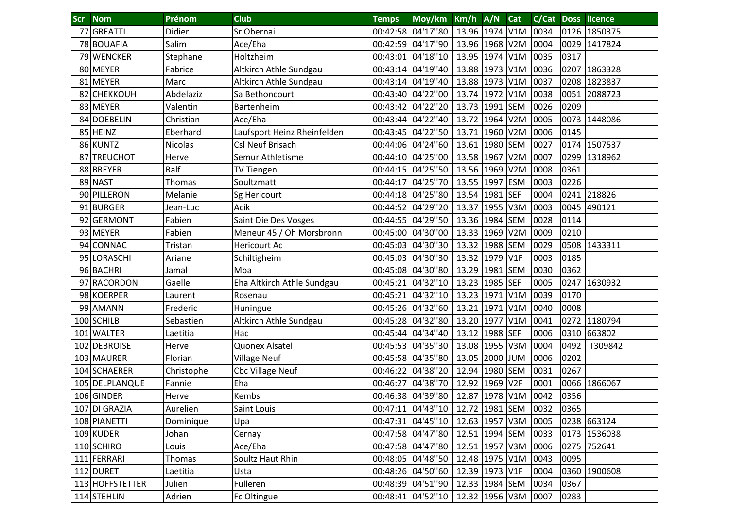| Scr | Nom | Prénom | Club | Temps | Moy/km | Km/h | A/N | Cat | C/Cat | Doss | licence |
|---|---|---|---|---|---|---|---|---|---|---|---|
| 77 | GREATTI | Didier | Sr Obernai | 00:42:58 | 04'17"80 | 13.96 | 1974 | V1M | 0034 | 0126 | 1850375 |
| 78 | BOUAFIA | Salim | Ace/Eha | 00:42:59 | 04'17"90 | 13.96 | 1968 | V2M | 0004 | 0029 | 1417824 |
| 79 | WENCKER | Stephane | Holtzheim | 00:43:01 | 04'18"10 | 13.95 | 1974 | V1M | 0035 | 0317 | |
| 80 | MEYER | Fabrice | Altkirch Athle Sundgau | 00:43:14 | 04'19"40 | 13.88 | 1973 | V1M | 0036 | 0207 | 1863328 |
| 81 | MEYER | Marc | Altkirch Athle Sundgau | 00:43:14 | 04'19"40 | 13.88 | 1973 | V1M | 0037 | 0208 | 1823837 |
| 82 | CHEKKOUH | Abdelaziz | Sa Bethoncourt | 00:43:40 | 04'22"00 | 13.74 | 1972 | V1M | 0038 | 0051 | 2088723 |
| 83 | MEYER | Valentin | Bartenheim | 00:43:42 | 04'22"20 | 13.73 | 1991 | SEM | 0026 | 0209 | |
| 84 | DOEBELIN | Christian | Ace/Eha | 00:43:44 | 04'22"40 | 13.72 | 1964 | V2M | 0005 | 0073 | 1448086 |
| 85 | HEINZ | Eberhard | Laufsport Heinz Rheinfelden | 00:43:45 | 04'22"50 | 13.71 | 1960 | V2M | 0006 | 0145 | |
| 86 | KUNTZ | Nicolas | Csl Neuf Brisach | 00:44:06 | 04'24"60 | 13.61 | 1980 | SEM | 0027 | 0174 | 1507537 |
| 87 | TREUCHOT | Herve | Semur Athletisme | 00:44:10 | 04'25"00 | 13.58 | 1967 | V2M | 0007 | 0299 | 1318962 |
| 88 | BREYER | Ralf | TV Tiengen | 00:44:15 | 04'25"50 | 13.56 | 1969 | V2M | 0008 | 0361 | |
| 89 | NAST | Thomas | Soultzmatt | 00:44:17 | 04'25"70 | 13.55 | 1997 | ESM | 0003 | 0226 | |
| 90 | PILLERON | Melanie | Sg Hericourt | 00:44:18 | 04'25"80 | 13.54 | 1981 | SEF | 0004 | 0241 | 218826 |
| 91 | BURGER | Jean-Luc | Acik | 00:44:52 | 04'29"20 | 13.37 | 1955 | V3M | 0003 | 0045 | 490121 |
| 92 | GERMONT | Fabien | Saint Die Des Vosges | 00:44:55 | 04'29"50 | 13.36 | 1984 | SEM | 0028 | 0114 | |
| 93 | MEYER | Fabien | Meneur 45'/ Oh Morsbronn | 00:45:00 | 04'30"00 | 13.33 | 1969 | V2M | 0009 | 0210 | |
| 94 | CONNAC | Tristan | Hericourt Ac | 00:45:03 | 04'30"30 | 13.32 | 1988 | SEM | 0029 | 0508 | 1433311 |
| 95 | LORASCHI | Ariane | Schiltigheim | 00:45:03 | 04'30"30 | 13.32 | 1979 | V1F | 0003 | 0185 | |
| 96 | BACHRI | Jamal | Mba | 00:45:08 | 04'30"80 | 13.29 | 1981 | SEM | 0030 | 0362 | |
| 97 | RACORDON | Gaelle | Eha Altkirch Athle Sundgau | 00:45:21 | 04'32"10 | 13.23 | 1985 | SEF | 0005 | 0247 | 1630932 |
| 98 | KOERPER | Laurent | Rosenau | 00:45:21 | 04'32"10 | 13.23 | 1971 | V1M | 0039 | 0170 | |
| 99 | AMANN | Frederic | Huningue | 00:45:26 | 04'32"60 | 13.21 | 1971 | V1M | 0040 | 0008 | |
| 100 | SCHILB | Sebastien | Altkirch Athle Sundgau | 00:45:28 | 04'32"80 | 13.20 | 1977 | V1M | 0041 | 0272 | 1180794 |
| 101 | WALTER | Laetitia | Hac | 00:45:44 | 04'34"40 | 13.12 | 1988 | SEF | 0006 | 0310 | 663802 |
| 102 | DEBROISE | Herve | Quonex Alsatel | 00:45:53 | 04'35"30 | 13.08 | 1955 | V3M | 0004 | 0492 | T309842 |
| 103 | MAURER | Florian | Village Neuf | 00:45:58 | 04'35"80 | 13.05 | 2000 | JUM | 0006 | 0202 | |
| 104 | SCHAERER | Christophe | Cbc Village Neuf | 00:46:22 | 04'38"20 | 12.94 | 1980 | SEM | 0031 | 0267 | |
| 105 | DELPLANQUE | Fannie | Eha | 00:46:27 | 04'38"70 | 12.92 | 1969 | V2F | 0001 | 0066 | 1866067 |
| 106 | GINDER | Herve | Kembs | 00:46:38 | 04'39"80 | 12.87 | 1978 | V1M | 0042 | 0356 | |
| 107 | DI GRAZIA | Aurelien | Saint Louis | 00:47:11 | 04'43"10 | 12.72 | 1981 | SEM | 0032 | 0365 | |
| 108 | PIANETTI | Dominique | Upa | 00:47:31 | 04'45"10 | 12.63 | 1957 | V3M | 0005 | 0238 | 663124 |
| 109 | KUDER | Johan | Cernay | 00:47:58 | 04'47"80 | 12.51 | 1994 | SEM | 0033 | 0173 | 1536038 |
| 110 | SCHIRO | Louis | Ace/Eha | 00:47:58 | 04'47"80 | 12.51 | 1957 | V3M | 0006 | 0275 | 752641 |
| 111 | FERRARI | Thomas | Soultz Haut Rhin | 00:48:05 | 04'48"50 | 12.48 | 1975 | V1M | 0043 | 0095 | |
| 112 | DURET | Laetitia | Usta | 00:48:26 | 04'50"60 | 12.39 | 1973 | V1F | 0004 | 0360 | 1900608 |
| 113 | HOFFSTETTER | Julien | Fulleren | 00:48:39 | 04'51"90 | 12.33 | 1984 | SEM | 0034 | 0367 | |
| 114 | STEHLIN | Adrien | Fc Oltingue | 00:48:41 | 04'52"10 | 12.32 | 1956 | V3M | 0007 | 0283 | |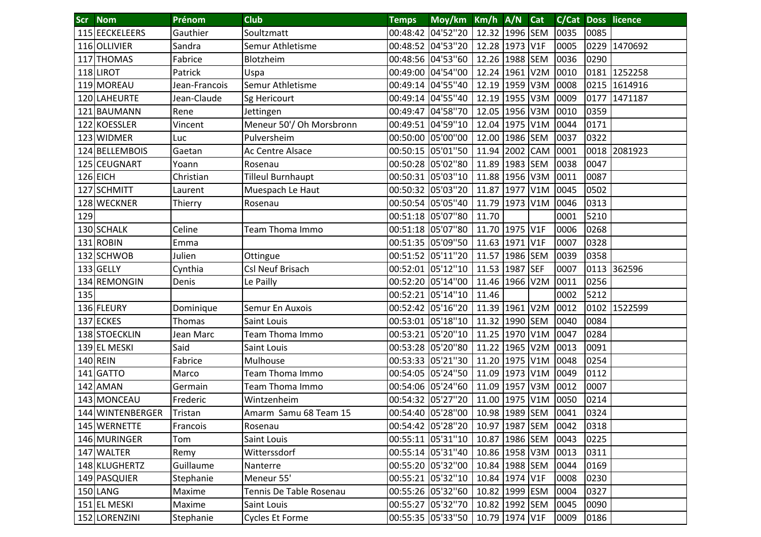| Scr | Nom | Prénom | Club | Temps | Moy/km | Km/h | A/N | Cat | C/Cat | Doss | licence |
|---|---|---|---|---|---|---|---|---|---|---|---|
| 115 | EECKELEERS | Gauthier | Soultzmatt | 00:48:42 | 04'52''20 | 12.32 | 1996 | SEM | 0035 | 0085 | |
| 116 | OLLIVIER | Sandra | Semur Athletisme | 00:48:52 | 04'53''20 | 12.28 | 1973 | V1F | 0005 | 0229 | 1470692 |
| 117 | THOMAS | Fabrice | Blotzheim | 00:48:56 | 04'53''60 | 12.26 | 1988 | SEM | 0036 | 0290 | |
| 118 | LIROT | Patrick | Uspa | 00:49:00 | 04'54''00 | 12.24 | 1961 | V2M | 0010 | 0181 | 1252258 |
| 119 | MOREAU | Jean-Francois | Semur Athletisme | 00:49:14 | 04'55''40 | 12.19 | 1959 | V3M | 0008 | 0215 | 1614916 |
| 120 | LAHEURTE | Jean-Claude | Sg Hericourt | 00:49:14 | 04'55''40 | 12.19 | 1955 | V3M | 0009 | 0177 | 1471187 |
| 121 | BAUMANN | Rene | Jettingen | 00:49:47 | 04'58''70 | 12.05 | 1956 | V3M | 0010 | 0359 | |
| 122 | KOESSLER | Vincent | Meneur 50'/ Oh Morsbronn | 00:49:51 | 04'59''10 | 12.04 | 1975 | V1M | 0044 | 0171 | |
| 123 | WIDMER | Luc | Pulversheim | 00:50:00 | 05'00''00 | 12.00 | 1986 | SEM | 0037 | 0322 | |
| 124 | BELLEMBOIS | Gaetan | Ac Centre Alsace | 00:50:15 | 05'01''50 | 11.94 | 2002 | CAM | 0001 | 0018 | 2081923 |
| 125 | CEUGNART | Yoann | Rosenau | 00:50:28 | 05'02''80 | 11.89 | 1983 | SEM | 0038 | 0047 | |
| 126 | EICH | Christian | Tilleul Burnhaupt | 00:50:31 | 05'03''10 | 11.88 | 1956 | V3M | 0011 | 0087 | |
| 127 | SCHMITT | Laurent | Muespach Le Haut | 00:50:32 | 05'03''20 | 11.87 | 1977 | V1M | 0045 | 0502 | |
| 128 | WECKNER | Thierry | Rosenau | 00:50:54 | 05'05''40 | 11.79 | 1973 | V1M | 0046 | 0313 | |
| 129 | | | | 00:51:18 | 05'07''80 | 11.70 | | | 0001 | 5210 | |
| 130 | SCHALK | Celine | Team Thoma Immo | 00:51:18 | 05'07''80 | 11.70 | 1975 | V1F | 0006 | 0268 | |
| 131 | ROBIN | Emma | | 00:51:35 | 05'09''50 | 11.63 | 1971 | V1F | 0007 | 0328 | |
| 132 | SCHWOB | Julien | Ottingue | 00:51:52 | 05'11''20 | 11.57 | 1986 | SEM | 0039 | 0358 | |
| 133 | GELLY | Cynthia | Csl Neuf Brisach | 00:52:01 | 05'12''10 | 11.53 | 1987 | SEF | 0007 | 0113 | 362596 |
| 134 | REMONGIN | Denis | Le Pailly | 00:52:20 | 05'14''00 | 11.46 | 1966 | V2M | 0011 | 0256 | |
| 135 | | | | 00:52:21 | 05'14''10 | 11.46 | | | 0002 | 5212 | |
| 136 | FLEURY | Dominique | Semur En Auxois | 00:52:42 | 05'16''20 | 11.39 | 1961 | V2M | 0012 | 0102 | 1522599 |
| 137 | ECKES | Thomas | Saint Louis | 00:53:01 | 05'18''10 | 11.32 | 1990 | SEM | 0040 | 0084 | |
| 138 | STOECKLIN | Jean Marc | Team Thoma Immo | 00:53:21 | 05'20''10 | 11.25 | 1970 | V1M | 0047 | 0284 | |
| 139 | EL MESKI | Said | Saint Louis | 00:53:28 | 05'20''80 | 11.22 | 1965 | V2M | 0013 | 0091 | |
| 140 | REIN | Fabrice | Mulhouse | 00:53:33 | 05'21''30 | 11.20 | 1975 | V1M | 0048 | 0254 | |
| 141 | GATTO | Marco | Team Thoma Immo | 00:54:05 | 05'24''50 | 11.09 | 1973 | V1M | 0049 | 0112 | |
| 142 | AMAN | Germain | Team Thoma Immo | 00:54:06 | 05'24''60 | 11.09 | 1957 | V3M | 0012 | 0007 | |
| 143 | MONCEAU | Frederic | Wintzenheim | 00:54:32 | 05'27''20 | 11.00 | 1975 | V1M | 0050 | 0214 | |
| 144 | WINTENBERGER | Tristan | Amarm Samu 68 Team 15 | 00:54:40 | 05'28''00 | 10.98 | 1989 | SEM | 0041 | 0324 | |
| 145 | WERNETTE | Francois | Rosenau | 00:54:42 | 05'28''20 | 10.97 | 1987 | SEM | 0042 | 0318 | |
| 146 | MURINGER | Tom | Saint Louis | 00:55:11 | 05'31''10 | 10.87 | 1986 | SEM | 0043 | 0225 | |
| 147 | WALTER | Remy | Witterssdorf | 00:55:14 | 05'31''40 | 10.86 | 1958 | V3M | 0013 | 0311 | |
| 148 | KLUGHERTZ | Guillaume | Nanterre | 00:55:20 | 05'32''00 | 10.84 | 1988 | SEM | 0044 | 0169 | |
| 149 | PASQUIER | Stephanie | Meneur 55' | 00:55:21 | 05'32''10 | 10.84 | 1974 | V1F | 0008 | 0230 | |
| 150 | LANG | Maxime | Tennis De Table Rosenau | 00:55:26 | 05'32''60 | 10.82 | 1999 | ESM | 0004 | 0327 | |
| 151 | EL MESKI | Maxime | Saint Louis | 00:55:27 | 05'32''70 | 10.82 | 1992 | SEM | 0045 | 0090 | |
| 152 | LORENZINI | Stephanie | Cycles Et Forme | 00:55:35 | 05'33''50 | 10.79 | 1974 | V1F | 0009 | 0186 | |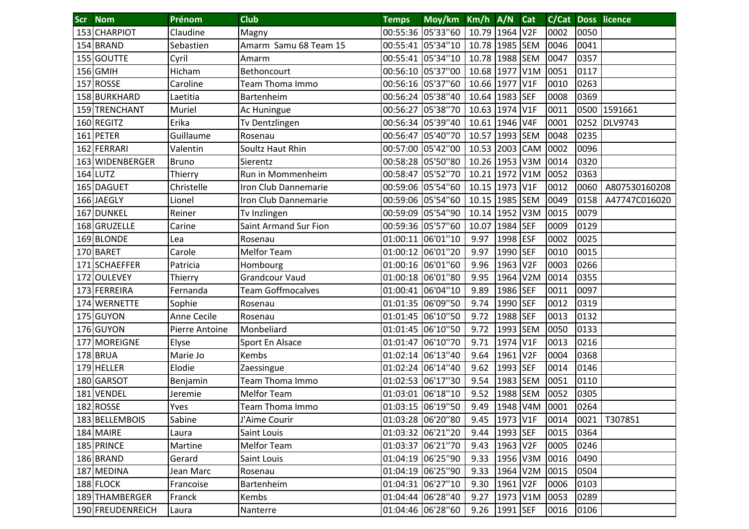| Scr | Nom | Prénom | Club | Temps | Moy/km | Km/h | A/N | Cat | C/Cat | Doss | licence |
|---|---|---|---|---|---|---|---|---|---|---|---|
| 153 | CHARPIOT | Claudine | Magny | 00:55:36 | 05'33''60 | 10.79 | 1964 | V2F | 0002 | 0050 | |
| 154 | BRAND | Sebastien | Amarm Samu 68 Team 15 | 00:55:41 | 05'34''10 | 10.78 | 1985 | SEM | 0046 | 0041 | |
| 155 | GOUTTE | Cyril | Amarm | 00:55:41 | 05'34''10 | 10.78 | 1988 | SEM | 0047 | 0357 | |
| 156 | GMIH | Hicham | Bethoncourt | 00:56:10 | 05'37''00 | 10.68 | 1977 | V1M | 0051 | 0117 | |
| 157 | ROSSE | Caroline | Team Thoma Immo | 00:56:16 | 05'37''60 | 10.66 | 1977 | V1F | 0010 | 0263 | |
| 158 | BURKHARD | Laetitia | Bartenheim | 00:56:24 | 05'38''40 | 10.64 | 1983 | SEF | 0008 | 0369 | |
| 159 | TRENCHANT | Muriel | Ac Huningue | 00:56:27 | 05'38''70 | 10.63 | 1974 | V1F | 0011 | 0500 | 1591661 |
| 160 | REGITZ | Erika | Tv Dentzlingen | 00:56:34 | 05'39''40 | 10.61 | 1946 | V4F | 0001 | 0252 | DLV9743 |
| 161 | PETER | Guillaume | Rosenau | 00:56:47 | 05'40''70 | 10.57 | 1993 | SEM | 0048 | 0235 | |
| 162 | FERRARI | Valentin | Soultz Haut Rhin | 00:57:00 | 05'42''00 | 10.53 | 2003 | CAM | 0002 | 0096 | |
| 163 | WIDENBERGER | Bruno | Sierentz | 00:58:28 | 05'50''80 | 10.26 | 1953 | V3M | 0014 | 0320 | |
| 164 | LUTZ | Thierry | Run in Mommenheim | 00:58:47 | 05'52''70 | 10.21 | 1972 | V1M | 0052 | 0363 | |
| 165 | DAGUET | Christelle | Iron Club Dannemarie | 00:59:06 | 05'54''60 | 10.15 | 1973 | V1F | 0012 | 0060 | A807530160208 |
| 166 | JAEGLY | Lionel | Iron Club Dannemarie | 00:59:06 | 05'54''60 | 10.15 | 1985 | SEM | 0049 | 0158 | A47747C016020 |
| 167 | DUNKEL | Reiner | Tv Inzlingen | 00:59:09 | 05'54''90 | 10.14 | 1952 | V3M | 0015 | 0079 | |
| 168 | GRUZELLE | Carine | Saint Armand Sur Fion | 00:59:36 | 05'57''60 | 10.07 | 1984 | SEF | 0009 | 0129 | |
| 169 | BLONDE | Lea | Rosenau | 01:00:11 | 06'01''10 | 9.97 | 1998 | ESF | 0002 | 0025 | |
| 170 | BARET | Carole | Melfor Team | 01:00:12 | 06'01''20 | 9.97 | 1990 | SEF | 0010 | 0015 | |
| 171 | SCHAEFFER | Patricia | Hombourg | 01:00:16 | 06'01''60 | 9.96 | 1963 | V2F | 0003 | 0266 | |
| 172 | OULEVEY | Thierry | Grandcour Vaud | 01:00:18 | 06'01''80 | 9.95 | 1964 | V2M | 0014 | 0355 | |
| 173 | FERREIRA | Fernanda | Team Goffmocalves | 01:00:41 | 06'04''10 | 9.89 | 1986 | SEF | 0011 | 0097 | |
| 174 | WERNETTE | Sophie | Rosenau | 01:01:35 | 06'09''50 | 9.74 | 1990 | SEF | 0012 | 0319 | |
| 175 | GUYON | Anne Cecile | Rosenau | 01:01:45 | 06'10''50 | 9.72 | 1988 | SEF | 0013 | 0132 | |
| 176 | GUYON | Pierre Antoine | Monbeliard | 01:01:45 | 06'10''50 | 9.72 | 1993 | SEM | 0050 | 0133 | |
| 177 | MOREIGNE | Elyse | Sport En Alsace | 01:01:47 | 06'10''70 | 9.71 | 1974 | V1F | 0013 | 0216 | |
| 178 | BRUA | Marie Jo | Kembs | 01:02:14 | 06'13''40 | 9.64 | 1961 | V2F | 0004 | 0368 | |
| 179 | HELLER | Elodie | Zaessingue | 01:02:24 | 06'14''40 | 9.62 | 1993 | SEF | 0014 | 0146 | |
| 180 | GARSOT | Benjamin | Team Thoma Immo | 01:02:53 | 06'17''30 | 9.54 | 1983 | SEM | 0051 | 0110 | |
| 181 | VENDEL | Jeremie | Melfor Team | 01:03:01 | 06'18''10 | 9.52 | 1988 | SEM | 0052 | 0305 | |
| 182 | ROSSE | Yves | Team Thoma Immo | 01:03:15 | 06'19''50 | 9.49 | 1948 | V4M | 0001 | 0264 | |
| 183 | BELLEMBOIS | Sabine | J'Aime Courir | 01:03:28 | 06'20''80 | 9.45 | 1973 | V1F | 0014 | 0021 | T307851 |
| 184 | MAIRE | Laura | Saint Louis | 01:03:32 | 06'21''20 | 9.44 | 1993 | SEF | 0015 | 0364 | |
| 185 | PRINCE | Martine | Melfor Team | 01:03:37 | 06'21''70 | 9.43 | 1963 | V2F | 0005 | 0246 | |
| 186 | BRAND | Gerard | Saint Louis | 01:04:19 | 06'25''90 | 9.33 | 1956 | V3M | 0016 | 0490 | |
| 187 | MEDINA | Jean Marc | Rosenau | 01:04:19 | 06'25''90 | 9.33 | 1964 | V2M | 0015 | 0504 | |
| 188 | FLOCK | Francoise | Bartenheim | 01:04:31 | 06'27''10 | 9.30 | 1961 | V2F | 0006 | 0103 | |
| 189 | THAMBERGER | Franck | Kembs | 01:04:44 | 06'28''40 | 9.27 | 1973 | V1M | 0053 | 0289 | |
| 190 | FREUDENREICH | Laura | Nanterre | 01:04:46 | 06'28''60 | 9.26 | 1991 | SEF | 0016 | 0106 | |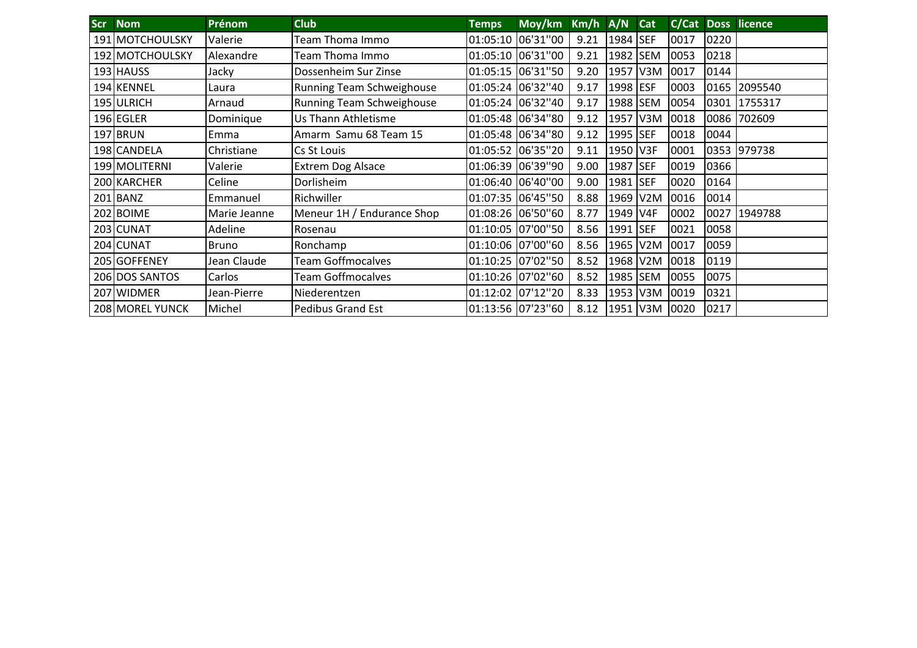| Scr | Nom | Prénom | Club | Temps | Moy/km | Km/h | A/N | Cat | C/Cat | Doss | licence |
|---|---|---|---|---|---|---|---|---|---|---|---|
| 191 | MOTCHOULSKY | Valerie | Team Thoma Immo | 01:05:10 | 06'31''00 | 9.21 | 1984 | SEF | 0017 | 0220 | |
| 192 | MOTCHOULSKY | Alexandre | Team Thoma Immo | 01:05:10 | 06'31''00 | 9.21 | 1982 | SEM | 0053 | 0218 | |
| 193 | HAUSS | Jacky | Dossenheim Sur Zinse | 01:05:15 | 06'31''50 | 9.20 | 1957 | V3M | 0017 | 0144 | |
| 194 | KENNEL | Laura | Running Team Schweighouse | 01:05:24 | 06'32''40 | 9.17 | 1998 | ESF | 0003 | 0165 | 2095540 |
| 195 | ULRICH | Arnaud | Running Team Schweighouse | 01:05:24 | 06'32''40 | 9.17 | 1988 | SEM | 0054 | 0301 | 1755317 |
| 196 | EGLER | Dominique | Us Thann Athletisme | 01:05:48 | 06'34''80 | 9.12 | 1957 | V3M | 0018 | 0086 | 702609 |
| 197 | BRUN | Emma | Amarm Samu 68 Team 15 | 01:05:48 | 06'34''80 | 9.12 | 1995 | SEF | 0018 | 0044 | |
| 198 | CANDELA | Christiane | Cs St Louis | 01:05:52 | 06'35''20 | 9.11 | 1950 | V3F | 0001 | 0353 | 979738 |
| 199 | MOLITERNI | Valerie | Extrem Dog Alsace | 01:06:39 | 06'39''90 | 9.00 | 1987 | SEF | 0019 | 0366 | |
| 200 | KARCHER | Celine | Dorlisheim | 01:06:40 | 06'40''00 | 9.00 | 1981 | SEF | 0020 | 0164 | |
| 201 | BANZ | Emmanuel | Richwiller | 01:07:35 | 06'45''50 | 8.88 | 1969 | V2M | 0016 | 0014 | |
| 202 | BOIME | Marie Jeanne | Meneur 1H / Endurance Shop | 01:08:26 | 06'50''60 | 8.77 | 1949 | V4F | 0002 | 0027 | 1949788 |
| 203 | CUNAT | Adeline | Rosenau | 01:10:05 | 07'00''50 | 8.56 | 1991 | SEF | 0021 | 0058 | |
| 204 | CUNAT | Bruno | Ronchamp | 01:10:06 | 07'00''60 | 8.56 | 1965 | V2M | 0017 | 0059 | |
| 205 | GOFFENEY | Jean Claude | Team Goffmocalves | 01:10:25 | 07'02''50 | 8.52 | 1968 | V2M | 0018 | 0119 | |
| 206 | DOS SANTOS | Carlos | Team Goffmocalves | 01:10:26 | 07'02''60 | 8.52 | 1985 | SEM | 0055 | 0075 | |
| 207 | WIDMER | Jean-Pierre | Niederentzen | 01:12:02 | 07'12''20 | 8.33 | 1953 | V3M | 0019 | 0321 | |
| 208 | MOREL YUNCK | Michel | Pedibus Grand Est | 01:13:56 | 07'23''60 | 8.12 | 1951 | V3M | 0020 | 0217 | |